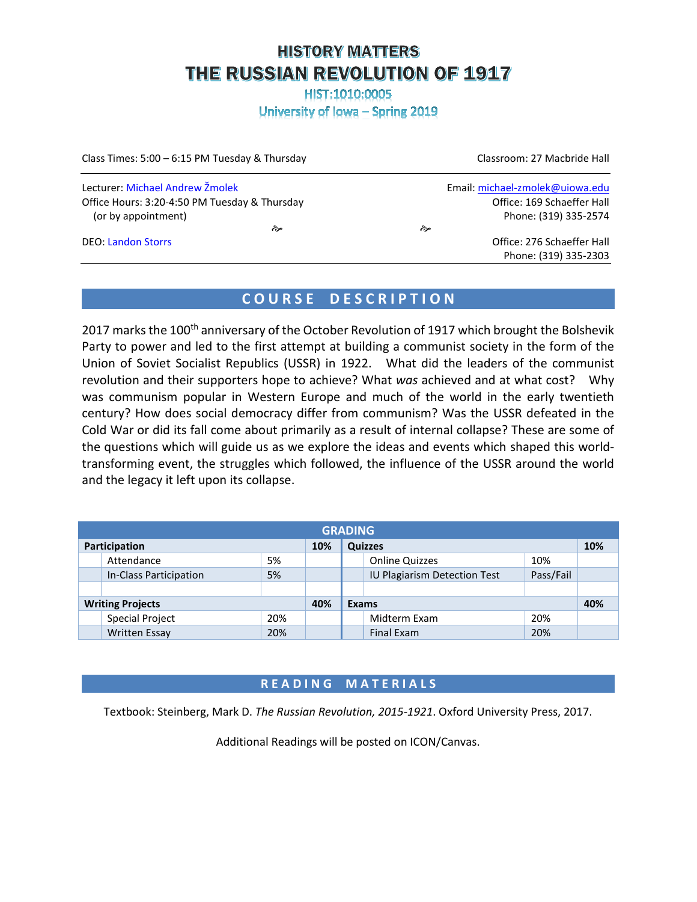# HISTORY MATTERS

# THE RUSSIAN REVOLUTION OF 1917

HIST:1010:0005

University of Iowa – Spring 2019

Class Times: 5:00 – 6:15 PM Tuesday & Thursday

Classroom: 27 Macbride Hall

Lecturer: Michael Andrew Žmolek

Email: michael-zmolek@uiowa.edu

Office Hours: 3:20-4:50 PM Tuesday & Thursday (or by appointment)

Office: 169 Schaeffer Hall

Phone: (319) 335-2574

DEO: Landon Storrs

Office: 276 Schaeffer Hall

Phone: (319) 335-2303

## COURSE DESCRIPTION

2017 marks the 100th anniversary of the October Revolution of 1917 which brought the Bolshevik Party to power and led to the first attempt at building a communist society in the form of the Union of Soviet Socialist Republics (USSR) in 1922. What did the leaders of the communist revolution and their supporters hope to achieve? What *was* achieved and at what cost? Why was communism popular in Western Europe and much of the world in the early twentieth century? How does social democracy differ from communism? Was the USSR defeated in the Cold War or did its fall come about primarily as a result of internal collapse? These are some of the questions which will guide us as we explore the ideas and events which shaped this world-transforming event, the struggles which followed, the influence of the USSR around the world and the legacy it left upon its collapse.

| GRADING | | | | | | | |
|---|---|---|---|---|---|---|---|
| **Participation** | | | **10%** | **Quizzes** | | | **10%** |
| | Attendance | 5% | | | Online Quizzes | 10% | |
| | In-Class Participation | 5% | | | IU Plagiarism Detection Test | Pass/Fail | |
| | | | | | | | |
| **Writing Projects** | | | **40%** | **Exams** | | | **40%** |
| | Special Project | 20% | | | Midterm Exam | 20% | |
| | Written Essay | 20% | | | Final Exam | 20% | |

## READING MATERIALS

Textbook: Steinberg, Mark D. *The Russian Revolution, 2015-1921*. Oxford University Press, 2017.

Additional Readings will be posted on ICON/Canvas.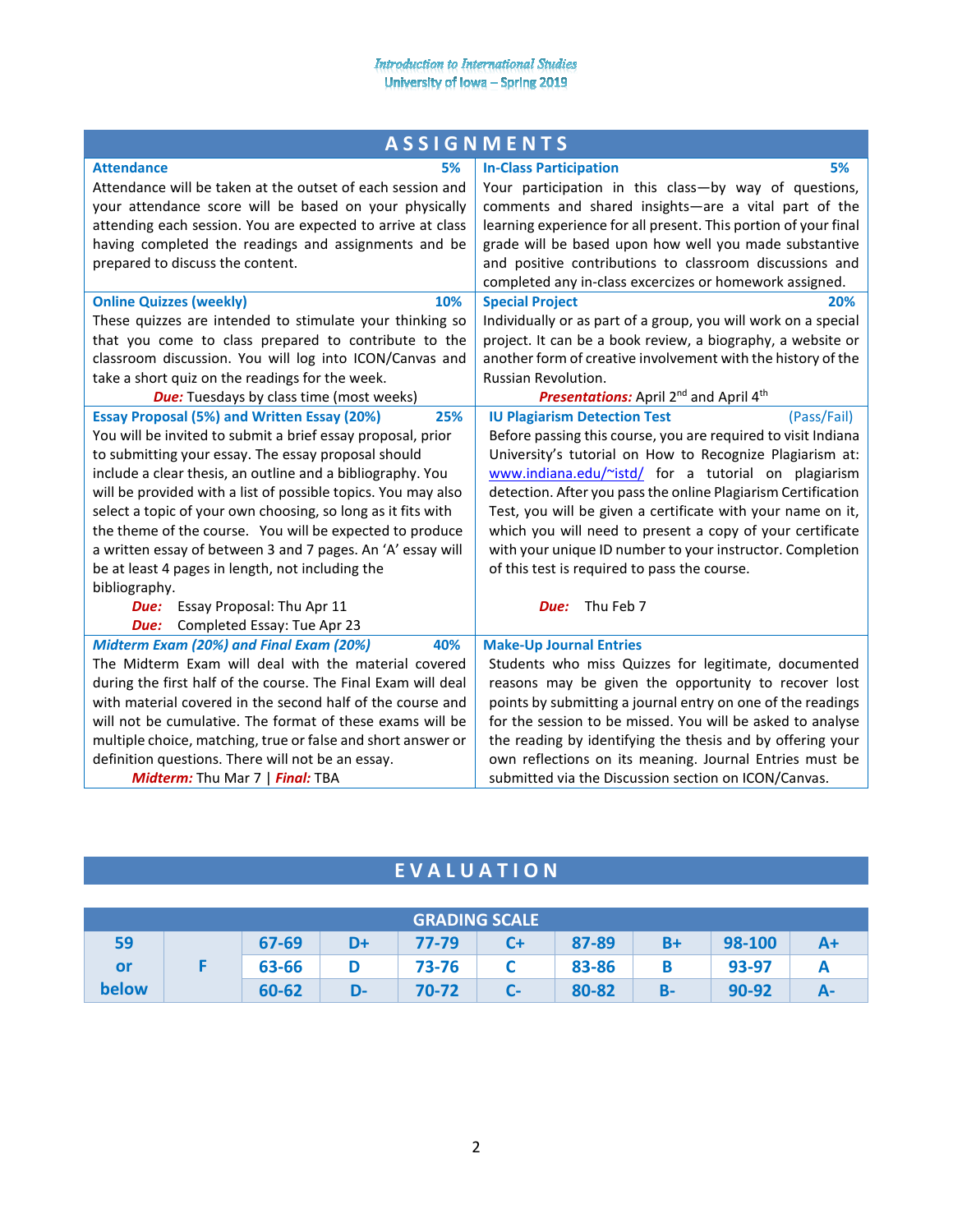## ASSIGNMENTS

### Attendance — 5%

Attendance will be taken at the outset of each session and your attendance score will be based on your physically attending each session. You are expected to arrive at class having completed the readings and assignments and be prepared to discuss the content.

### In-Class Participation — 5%

Your participation in this class—by way of questions, comments and shared insights—are a vital part of the learning experience for all present. This portion of your final grade will be based upon how well you made substantive and positive contributions to classroom discussions and completed any in-class excercizes or homework assigned.

### Online Quizzes (weekly) — 10%

These quizzes are intended to stimulate your thinking so that you come to class prepared to contribute to the classroom discussion. You will log into ICON/Canvas and take a short quiz on the readings for the week.

***Due:*** Tuesdays by class time (most weeks)

### Special Project — 20%

Individually or as part of a group, you will work on a special project. It can be a book review, a biography, a website or another form of creative involvement with the history of the Russian Revolution.

***Presentations:*** April 2nd and April 4th

### Essay Proposal (5%) and Written Essay (20%) — 25%

You will be invited to submit a brief essay proposal, prior to submitting your essay. The essay proposal should include a clear thesis, an outline and a bibliography. You will be provided with a list of possible topics. You may also select a topic of your own choosing, so long as it fits with the theme of the course. You will be expected to produce a written essay of between 3 and 7 pages. An 'A' essay will be at least 4 pages in length, not including the bibliography.

***Due:*** Essay Proposal: Thu Apr 11
***Due:*** Completed Essay: Tue Apr 23

### IU Plagiarism Detection Test — (Pass/Fail)

Before passing this course, you are required to visit Indiana University's tutorial on How to Recognize Plagiarism at: www.indiana.edu/~istd/ for a tutorial on plagiarism detection. After you pass the online Plagiarism Certification Test, you will be given a certificate with your name on it, which you will need to present a copy of your certificate with your unique ID number to your instructor. Completion of this test is required to pass the course.

***Due:*** Thu Feb 7

### *Midterm Exam (20%) and Final Exam (20%)* — 40%

The Midterm Exam will deal with the material covered during the first half of the course. The Final Exam will deal with material covered in the second half of the course and will not be cumulative. The format of these exams will be multiple choice, matching, true or false and short answer or definition questions. There will not be an essay.

***Midterm:*** Thu Mar 7 | ***Final:*** TBA

### Make-Up Journal Entries

Students who miss Quizzes for legitimate, documented reasons may be given the opportunity to recover lost points by submitting a journal entry on one of the readings for the session to be missed. You will be asked to analyse the reading by identifying the thesis and by offering your own reflections on its meaning. Journal Entries must be submitted via the Discussion section on ICON/Canvas.

## EVALUATION

**GRADING SCALE**

| 59 or below | F | 67-69 | D+ | 77-79 | C+ | 87-89 | B+ | 98-100 | A+ |
|---|---|---|---|---|---|---|---|---|---|
| | | 63-66 | D | 73-76 | C | 83-86 | B | 93-97 | A |
| | | 60-62 | D- | 70-72 | C- | 80-82 | B- | 90-92 | A- |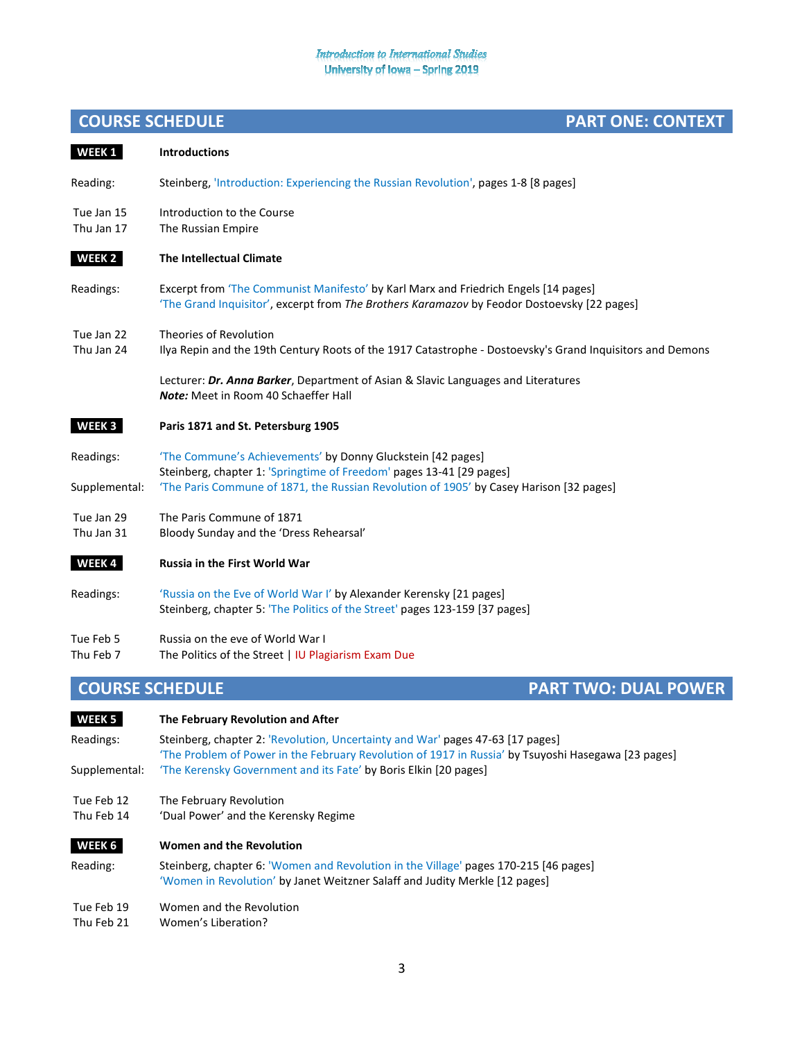## COURSE SCHEDULE — PART ONE: CONTEXT

**WEEK 1** — **Introductions**

Reading: Steinberg, 'Introduction: Experiencing the Russian Revolution', pages 1-8 [8 pages]

Tue Jan 15 — Introduction to the Course
Thu Jan 17 — The Russian Empire

**WEEK 2** — **The Intellectual Climate**

Readings: Excerpt from 'The Communist Manifesto' by Karl Marx and Friedrich Engels [14 pages]
'The Grand Inquisitor', excerpt from *The Brothers Karamazov* by Feodor Dostoevsky [22 pages]

Tue Jan 22 — Theories of Revolution
Thu Jan 24 — Ilya Repin and the 19th Century Roots of the 1917 Catastrophe - Dostoevsky's Grand Inquisitors and Demons

Lecturer: ***Dr. Anna Barker***, Department of Asian & Slavic Languages and Literatures
***Note:*** Meet in Room 40 Schaeffer Hall

**WEEK 3** — **Paris 1871 and St. Petersburg 1905**

Readings: 'The Commune's Achievements' by Donny Gluckstein [42 pages]
Steinberg, chapter 1: 'Springtime of Freedom' pages 13-41 [29 pages]

Supplemental: 'The Paris Commune of 1871, the Russian Revolution of 1905' by Casey Harison [32 pages]

Tue Jan 29 — The Paris Commune of 1871
Thu Jan 31 — Bloody Sunday and the 'Dress Rehearsal'

**WEEK 4** — **Russia in the First World War**

Readings: 'Russia on the Eve of World War I' by Alexander Kerensky [21 pages]
Steinberg, chapter 5: 'The Politics of the Street' pages 123-159 [37 pages]

Tue Feb 5 — Russia on the eve of World War I
Thu Feb 7 — The Politics of the Street | IU Plagiarism Exam Due

## COURSE SCHEDULE — PART TWO: DUAL POWER

**WEEK 5** — **The February Revolution and After**

Readings: Steinberg, chapter 2: 'Revolution, Uncertainty and War' pages 47-63 [17 pages]
'The Problem of Power in the February Revolution of 1917 in Russia' by Tsuyoshi Hasegawa [23 pages]

Supplemental: 'The Kerensky Government and its Fate' by Boris Elkin [20 pages]

Tue Feb 12 — The February Revolution
Thu Feb 14 — 'Dual Power' and the Kerensky Regime

**WEEK 6** — **Women and the Revolution**

Reading: Steinberg, chapter 6: 'Women and Revolution in the Village' pages 170-215 [46 pages]
'Women in Revolution' by Janet Weitzner Salaff and Judity Merkle [12 pages]

Tue Feb 19 — Women and the Revolution
Thu Feb 21 — Women's Liberation?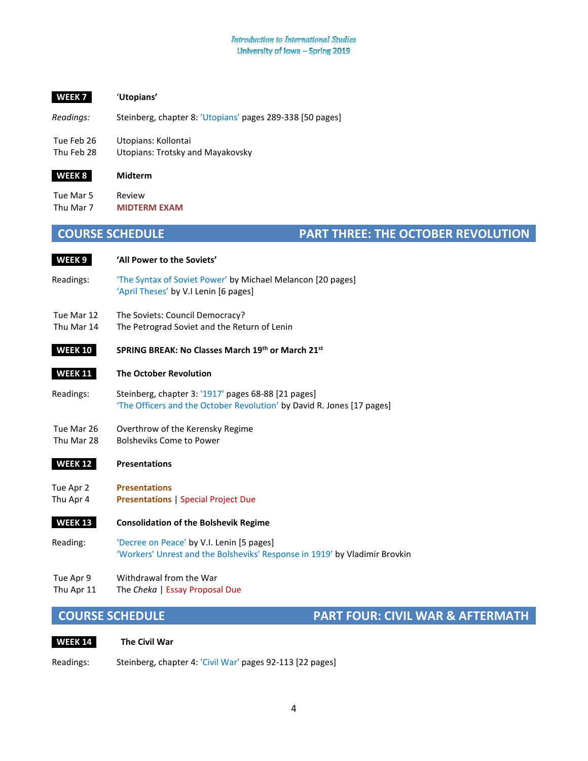**WEEK 7** **'Utopians'**

*Readings:* Steinberg, chapter 8: 'Utopians' pages 289-338 [50 pages]

Tue Feb 26 Utopians: Kollontai
Thu Feb 28 Utopians: Trotsky and Mayakovsky

**WEEK 8** **Midterm**

Tue Mar 5 Review
Thu Mar 7 **MIDTERM EXAM**

## COURSE SCHEDULE — PART THREE: THE OCTOBER REVOLUTION

**WEEK 9** **'All Power to the Soviets'**

Readings: 'The Syntax of Soviet Power' by Michael Melancon [20 pages]
'April Theses' by V.I Lenin [6 pages]

Tue Mar 12 The Soviets: Council Democracy?
Thu Mar 14 The Petrograd Soviet and the Return of Lenin

**WEEK 10** **SPRING BREAK: No Classes March 19th or March 21st**

**WEEK 11** **The October Revolution**

Readings: Steinberg, chapter 3: '1917' pages 68-88 [21 pages]
'The Officers and the October Revolution' by David R. Jones [17 pages]

Tue Mar 26 Overthrow of the Kerensky Regime
Thu Mar 28 Bolsheviks Come to Power

**WEEK 12** **Presentations**

Tue Apr 2 **Presentations**
Thu Apr 4 **Presentations** | Special Project Due

**WEEK 13** **Consolidation of the Bolshevik Regime**

Reading: 'Decree on Peace' by V.I. Lenin [5 pages]
'Workers' Unrest and the Bolsheviks' Response in 1919' by Vladimir Brovkin

Tue Apr 9 Withdrawal from the War
Thu Apr 11 The *Cheka* | Essay Proposal Due

## COURSE SCHEDULE — PART FOUR: CIVIL WAR & AFTERMATH

**WEEK 14** **The Civil War**

Readings: Steinberg, chapter 4: 'Civil War' pages 92-113 [22 pages]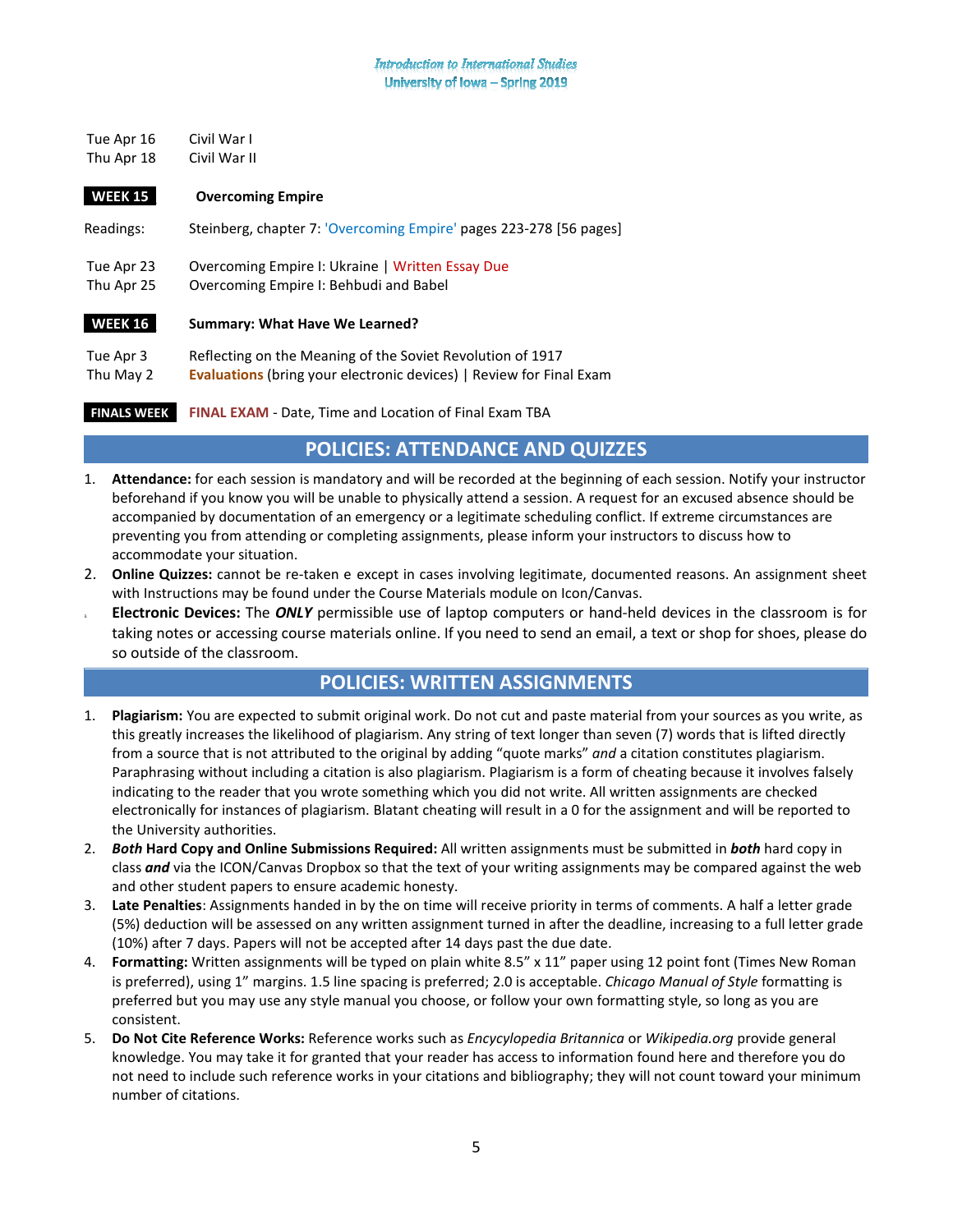Tue Apr 16 Civil War I
Thu Apr 18 Civil War II

**WEEK 15** **Overcoming Empire**

Readings: Steinberg, chapter 7: 'Overcoming Empire' pages 223-278 [56 pages]

Tue Apr 23 Overcoming Empire I: Ukraine | Written Essay Due
Thu Apr 25 Overcoming Empire I: Behbudi and Babel

**WEEK 16** **Summary: What Have We Learned?**

Tue Apr 3 Reflecting on the Meaning of the Soviet Revolution of 1917
Thu May 2 **Evaluations** (bring your electronic devices) | Review for Final Exam

**FINALS WEEK** **FINAL EXAM** - Date, Time and Location of Final Exam TBA

## POLICIES: ATTENDANCE AND QUIZZES

1. **Attendance:** for each session is mandatory and will be recorded at the beginning of each session. Notify your instructor beforehand if you know you will be unable to physically attend a session. A request for an excused absence should be accompanied by documentation of an emergency or a legitimate scheduling conflict. If extreme circumstances are preventing you from attending or completing assignments, please inform your instructors to discuss how to accommodate your situation.
2. **Online Quizzes:** cannot be re-taken e except in cases involving legitimate, documented reasons. An assignment sheet with Instructions may be found under the Course Materials module on Icon/Canvas.
3. **Electronic Devices:** The ***ONLY*** permissible use of laptop computers or hand-held devices in the classroom is for taking notes or accessing course materials online. If you need to send an email, a text or shop for shoes, please do so outside of the classroom.

## POLICIES: WRITTEN ASSIGNMENTS

1. **Plagiarism:** You are expected to submit original work. Do not cut and paste material from your sources as you write, as this greatly increases the likelihood of plagiarism. Any string of text longer than seven (7) words that is lifted directly from a source that is not attributed to the original by adding "quote marks" *and* a citation constitutes plagiarism. Paraphrasing without including a citation is also plagiarism. Plagiarism is a form of cheating because it involves falsely indicating to the reader that you wrote something which you did not write. All written assignments are checked electronically for instances of plagiarism. Blatant cheating will result in a 0 for the assignment and will be reported to the University authorities.
2. ***Both* Hard Copy and Online Submissions Required:** All written assignments must be submitted in ***both*** hard copy in class ***and*** via the ICON/Canvas Dropbox so that the text of your writing assignments may be compared against the web and other student papers to ensure academic honesty.
3. **Late Penalties**: Assignments handed in by the on time will receive priority in terms of comments. A half a letter grade (5%) deduction will be assessed on any written assignment turned in after the deadline, increasing to a full letter grade (10%) after 7 days. Papers will not be accepted after 14 days past the due date.
4. **Formatting:** Written assignments will be typed on plain white 8.5" x 11" paper using 12 point font (Times New Roman is preferred), using 1" margins. 1.5 line spacing is preferred; 2.0 is acceptable. *Chicago Manual of Style* formatting is preferred but you may use any style manual you choose, or follow your own formatting style, so long as you are consistent.
5. **Do Not Cite Reference Works:** Reference works such as *Encyclopedia Britannica* or *Wikipedia.org* provide general knowledge. You may take it for granted that your reader has access to information found here and therefore you do not need to include such reference works in your citations and bibliography; they will not count toward your minimum number of citations.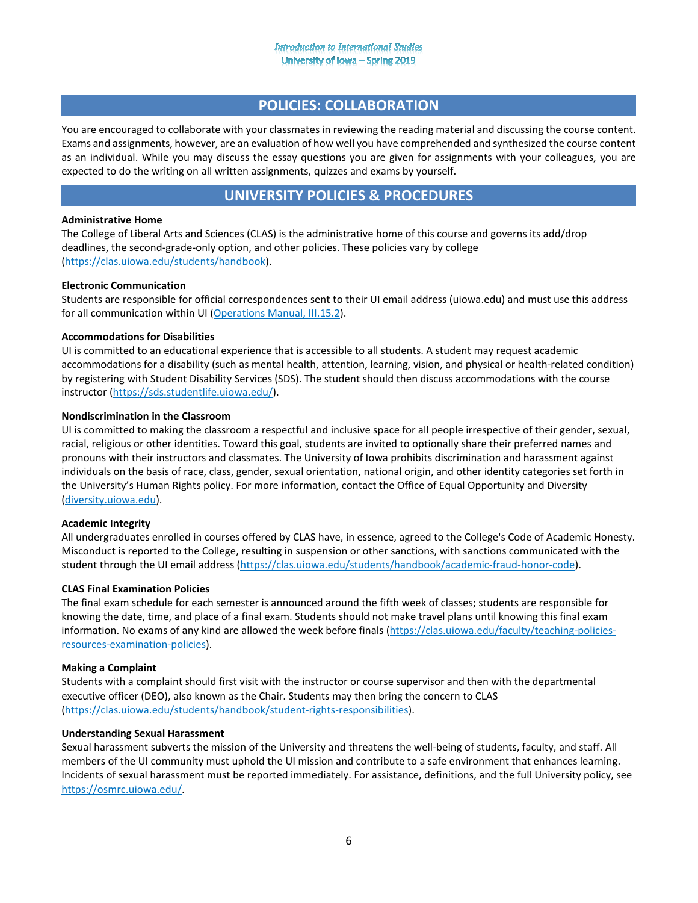## POLICIES: COLLABORATION

You are encouraged to collaborate with your classmates in reviewing the reading material and discussing the course content. Exams and assignments, however, are an evaluation of how well you have comprehended and synthesized the course content as an individual. While you may discuss the essay questions you are given for assignments with your colleagues, you are expected to do the writing on all written assignments, quizzes and exams by yourself.

## UNIVERSITY POLICIES & PROCEDURES

**Administrative Home**
The College of Liberal Arts and Sciences (CLAS) is the administrative home of this course and governs its add/drop deadlines, the second-grade-only option, and other policies. These policies vary by college (https://clas.uiowa.edu/students/handbook).

**Electronic Communication**
Students are responsible for official correspondences sent to their UI email address (uiowa.edu) and must use this address for all communication within UI (Operations Manual, III.15.2).

**Accommodations for Disabilities**
UI is committed to an educational experience that is accessible to all students. A student may request academic accommodations for a disability (such as mental health, attention, learning, vision, and physical or health-related condition) by registering with Student Disability Services (SDS). The student should then discuss accommodations with the course instructor (https://sds.studentlife.uiowa.edu/).

**Nondiscrimination in the Classroom**
UI is committed to making the classroom a respectful and inclusive space for all people irrespective of their gender, sexual, racial, religious or other identities. Toward this goal, students are invited to optionally share their preferred names and pronouns with their instructors and classmates. The University of Iowa prohibits discrimination and harassment against individuals on the basis of race, class, gender, sexual orientation, national origin, and other identity categories set forth in the University's Human Rights policy. For more information, contact the Office of Equal Opportunity and Diversity (diversity.uiowa.edu).

**Academic Integrity**
All undergraduates enrolled in courses offered by CLAS have, in essence, agreed to the College's Code of Academic Honesty. Misconduct is reported to the College, resulting in suspension or other sanctions, with sanctions communicated with the student through the UI email address (https://clas.uiowa.edu/students/handbook/academic-fraud-honor-code).

**CLAS Final Examination Policies**
The final exam schedule for each semester is announced around the fifth week of classes; students are responsible for knowing the date, time, and place of a final exam. Students should not make travel plans until knowing this final exam information. No exams of any kind are allowed the week before finals (https://clas.uiowa.edu/faculty/teaching-policies-resources-examination-policies).

**Making a Complaint**
Students with a complaint should first visit with the instructor or course supervisor and then with the departmental executive officer (DEO), also known as the Chair. Students may then bring the concern to CLAS (https://clas.uiowa.edu/students/handbook/student-rights-responsibilities).

**Understanding Sexual Harassment**
Sexual harassment subverts the mission of the University and threatens the well-being of students, faculty, and staff. All members of the UI community must uphold the UI mission and contribute to a safe environment that enhances learning. Incidents of sexual harassment must be reported immediately. For assistance, definitions, and the full University policy, see https://osmrc.uiowa.edu/.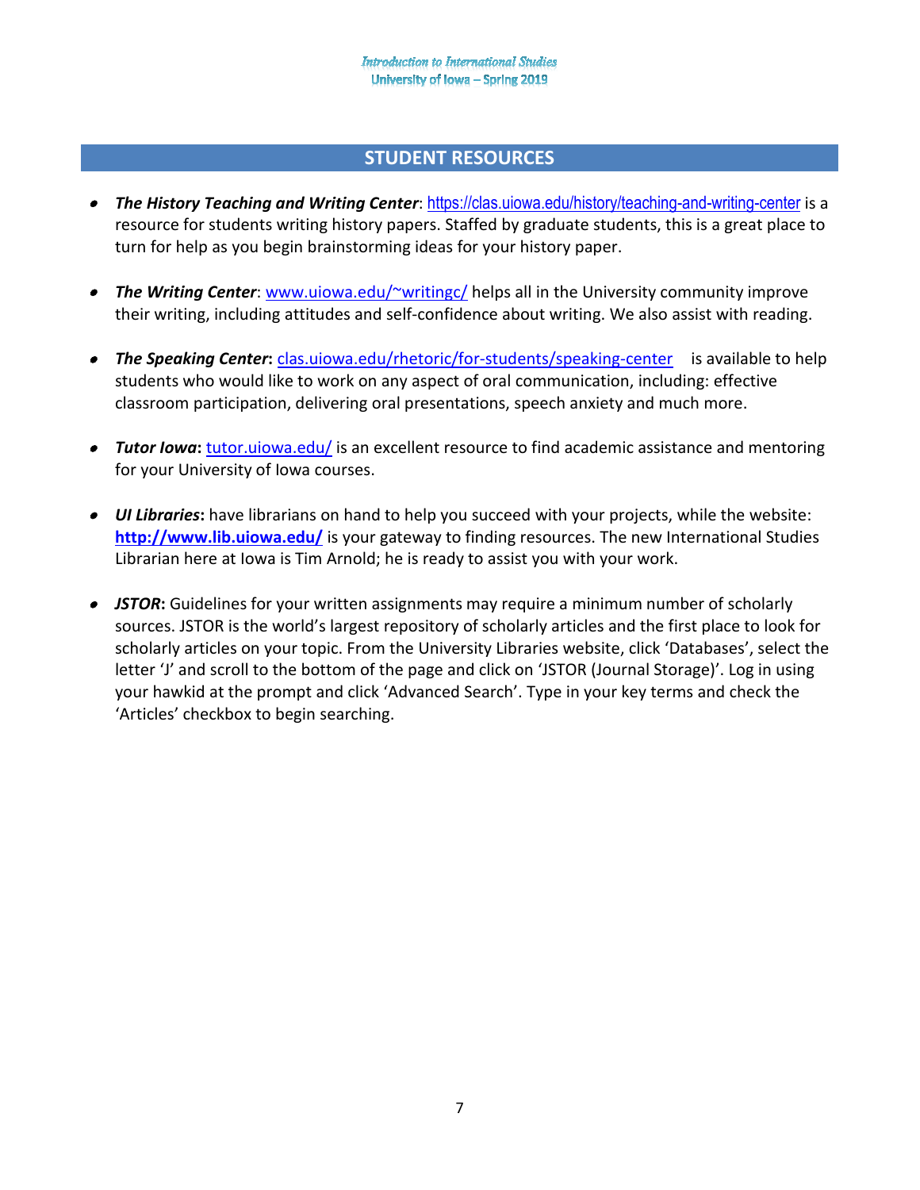## STUDENT RESOURCES

- ***The History Teaching and Writing Center***: https://clas.uiowa.edu/history/teaching-and-writing-center is a resource for students writing history papers. Staffed by graduate students, this is a great place to turn for help as you begin brainstorming ideas for your history paper.

- ***The Writing Center***: www.uiowa.edu/~writingc/ helps all in the University community improve their writing, including attitudes and self-confidence about writing. We also assist with reading.

- ***The Speaking Center*****:** clas.uiowa.edu/rhetoric/for-students/speaking-center is available to help students who would like to work on any aspect of oral communication, including: effective classroom participation, delivering oral presentations, speech anxiety and much more.

- ***Tutor Iowa*****:** tutor.uiowa.edu/ is an excellent resource to find academic assistance and mentoring for your University of Iowa courses.

- ***UI Libraries*****:** have librarians on hand to help you succeed with your projects, while the website: **http://www.lib.uiowa.edu/** is your gateway to finding resources. The new International Studies Librarian here at Iowa is Tim Arnold; he is ready to assist you with your work.

- ***JSTOR*****:** Guidelines for your written assignments may require a minimum number of scholarly sources. JSTOR is the world's largest repository of scholarly articles and the first place to look for scholarly articles on your topic. From the University Libraries website, click 'Databases', select the letter 'J' and scroll to the bottom of the page and click on 'JSTOR (Journal Storage)'. Log in using your hawkid at the prompt and click 'Advanced Search'. Type in your key terms and check the 'Articles' checkbox to begin searching.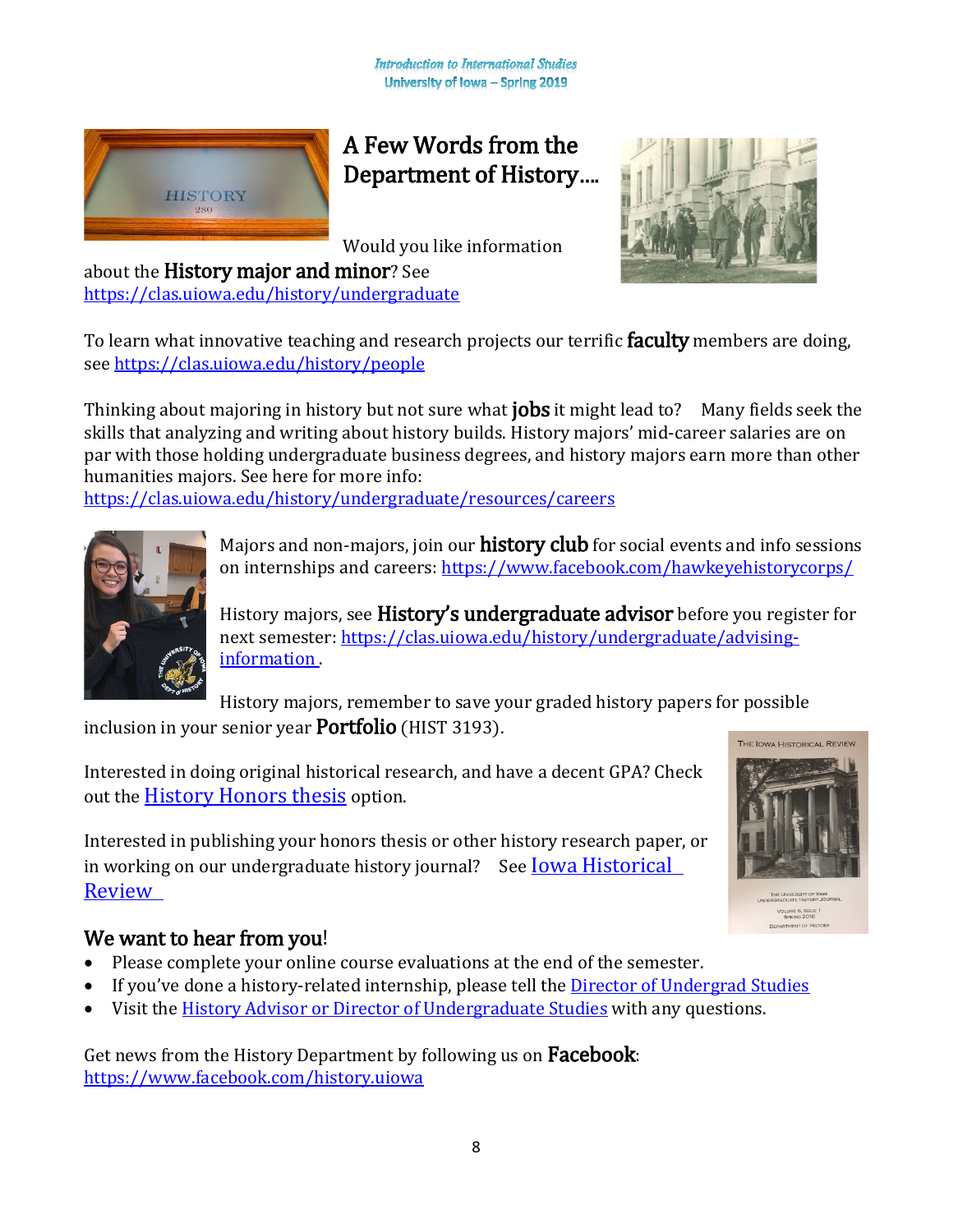## A Few Words from the Department of History….

Would you like information about the **History major and minor**? See https://clas.uiowa.edu/history/undergraduate

To learn what innovative teaching and research projects our terrific **faculty** members are doing, see https://clas.uiowa.edu/history/people

Thinking about majoring in history but not sure what **jobs** it might lead to? Many fields seek the skills that analyzing and writing about history builds. History majors' mid-career salaries are on par with those holding undergraduate business degrees, and history majors earn more than other humanities majors. See here for more info: https://clas.uiowa.edu/history/undergraduate/resources/careers

Majors and non-majors, join our **history club** for social events and info sessions on internships and careers: https://www.facebook.com/hawkeyehistorycorps/

History majors, see **History's undergraduate advisor** before you register for next semester: https://clas.uiowa.edu/history/undergraduate/advising-information.

History majors, remember to save your graded history papers for possible inclusion in your senior year **Portfolio** (HIST 3193).

Interested in doing original historical research, and have a decent GPA? Check out the History Honors thesis option.

Interested in publishing your honors thesis or other history research paper, or in working on our undergraduate history journal? See Iowa Historical Review

## We want to hear from you!

- Please complete your online course evaluations at the end of the semester.
- If you've done a history-related internship, please tell the Director of Undergrad Studies
- Visit the History Advisor or Director of Undergraduate Studies with any questions.

Get news from the History Department by following us on **Facebook**: https://www.facebook.com/history.uiowa